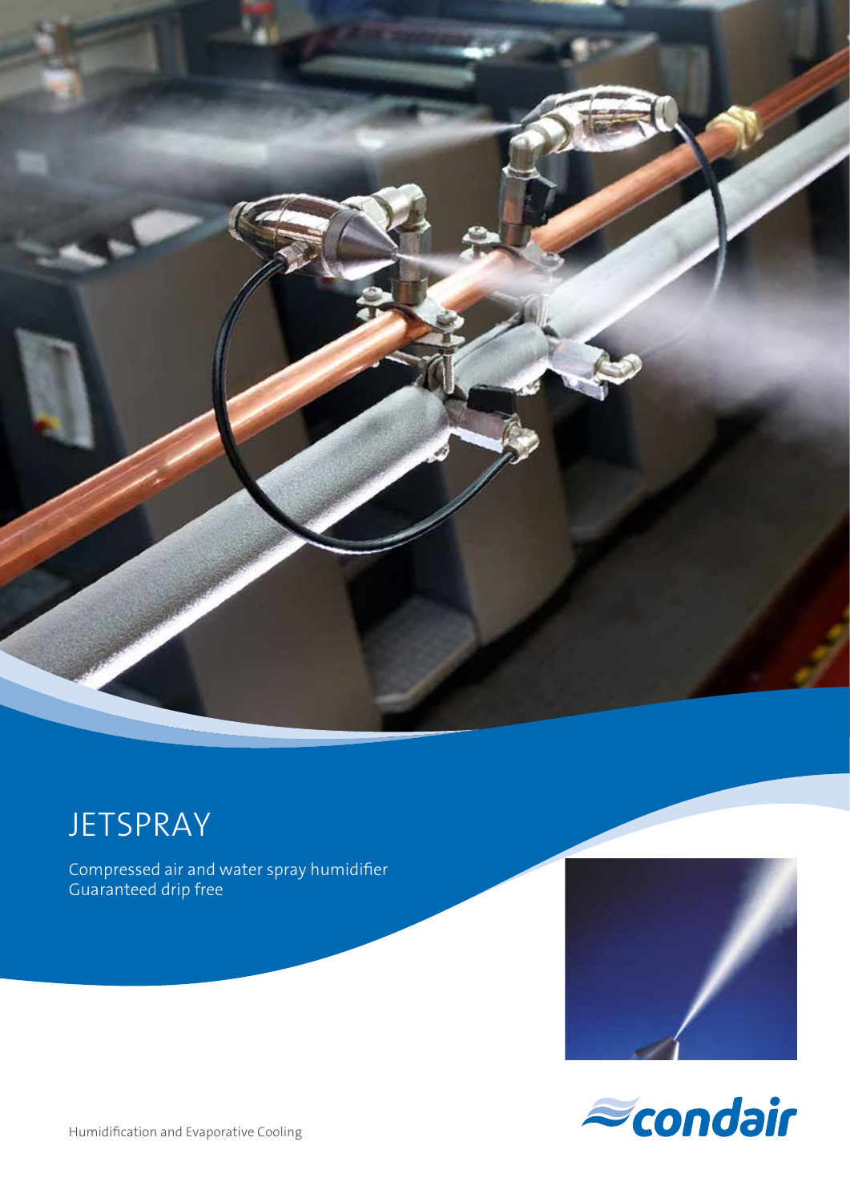# JETSPRAY

Compressed air and water spray humidifier
Guaranteed drip free

Humidification and Evaporative Cooling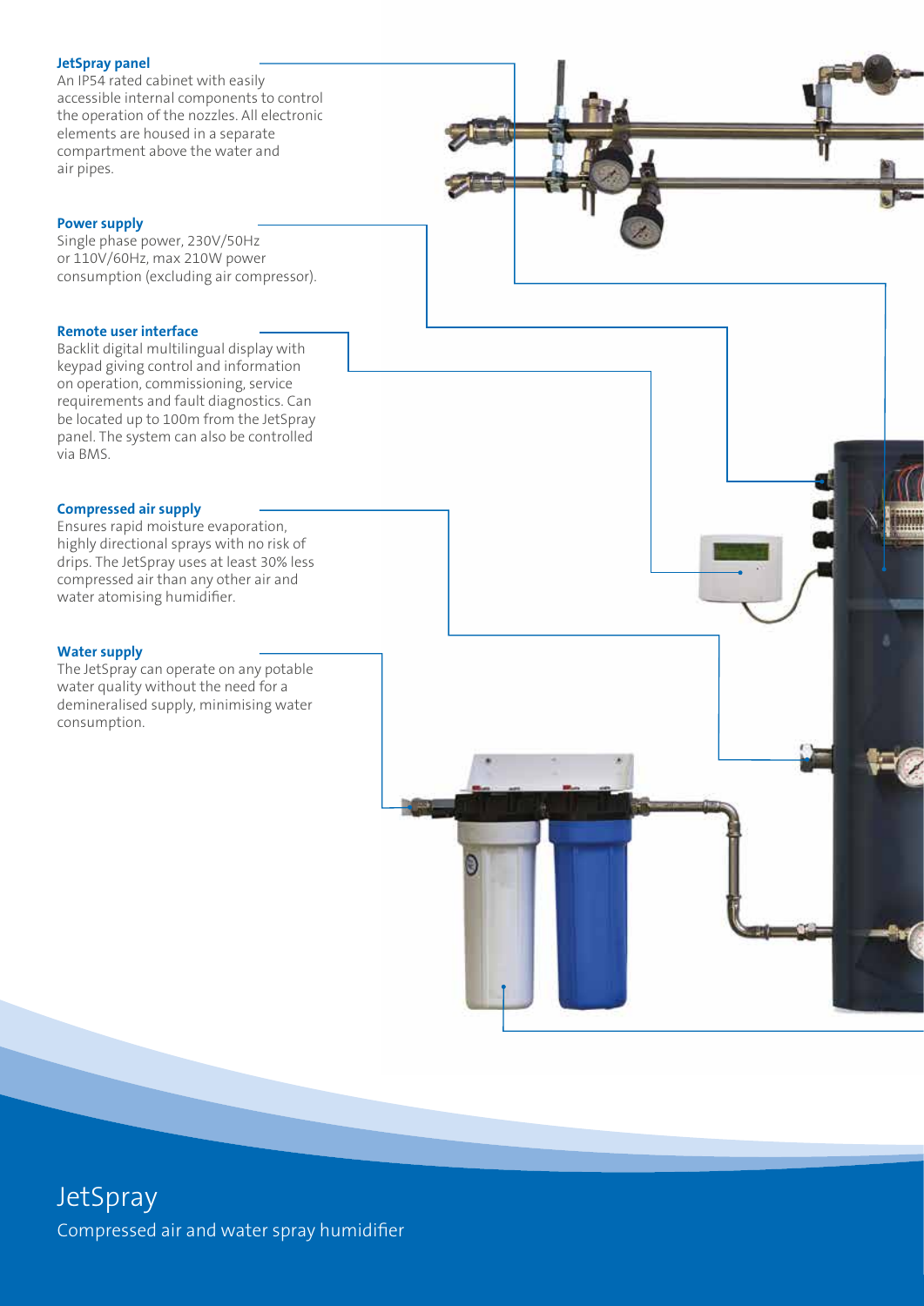**JetSpray panel**
An IP54 rated cabinet with easily accessible internal components to control the operation of the nozzles. All electronic elements are housed in a separate compartment above the water and air pipes.

**Power supply**
Single phase power, 230V/50Hz or 110V/60Hz, max 210W power consumption (excluding air compressor).

**Remote user interface**
Backlit digital multilingual display with keypad giving control and information on operation, commissioning, service requirements and fault diagnostics. Can be located up to 100m from the JetSpray panel. The system can also be controlled via BMS.

**Compressed air supply**
Ensures rapid moisture evaporation, highly directional sprays with no risk of drips. The JetSpray uses at least 30% less compressed air than any other air and water atomising humidifier.

**Water supply**
The JetSpray can operate on any potable water quality without the need for a demineralised supply, minimising water consumption.

# JetSpray

Compressed air and water spray humidifier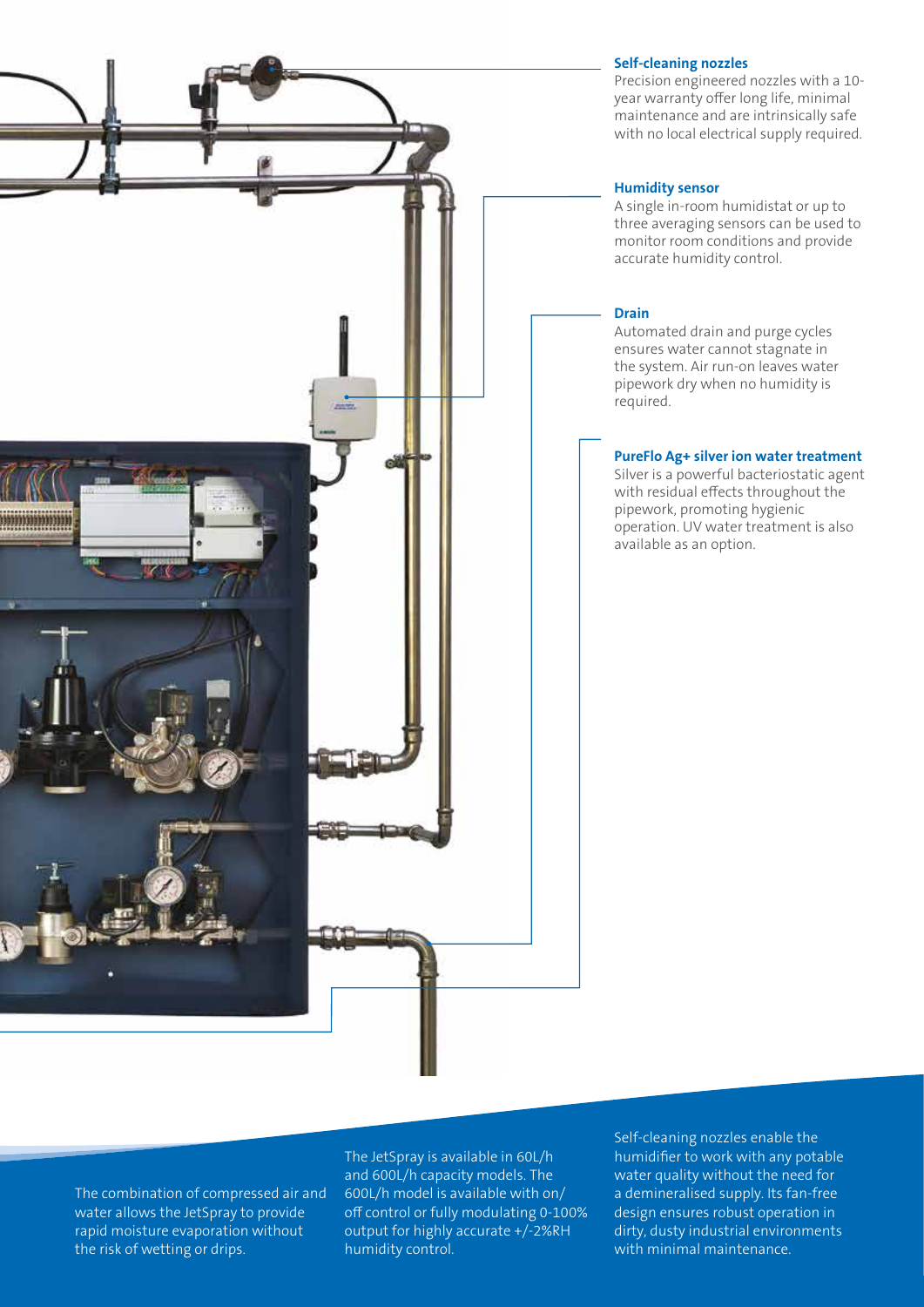### Self-cleaning nozzles

Precision engineered nozzles with a 10-year warranty offer long life, minimal maintenance and are intrinsically safe with no local electrical supply required.

### Humidity sensor

A single in-room humidistat or up to three averaging sensors can be used to monitor room conditions and provide accurate humidity control.

### Drain

Automated drain and purge cycles ensures water cannot stagnate in the system. Air run-on leaves water pipework dry when no humidity is required.

### PureFlo Ag+ silver ion water treatment

Silver is a powerful bacteriostatic agent with residual effects throughout the pipework, promoting hygienic operation. UV water treatment is also available as an option.

The combination of compressed air and water allows the JetSpray to provide rapid moisture evaporation without the risk of wetting or drips.

The JetSpray is available in 60L/h and 600L/h capacity models. The 600L/h model is available with on/off control or fully modulating 0-100% output for highly accurate +/-2%RH humidity control.

Self-cleaning nozzles enable the humidifier to work with any potable water quality without the need for a demineralised supply. Its fan-free design ensures robust operation in dirty, dusty industrial environments with minimal maintenance.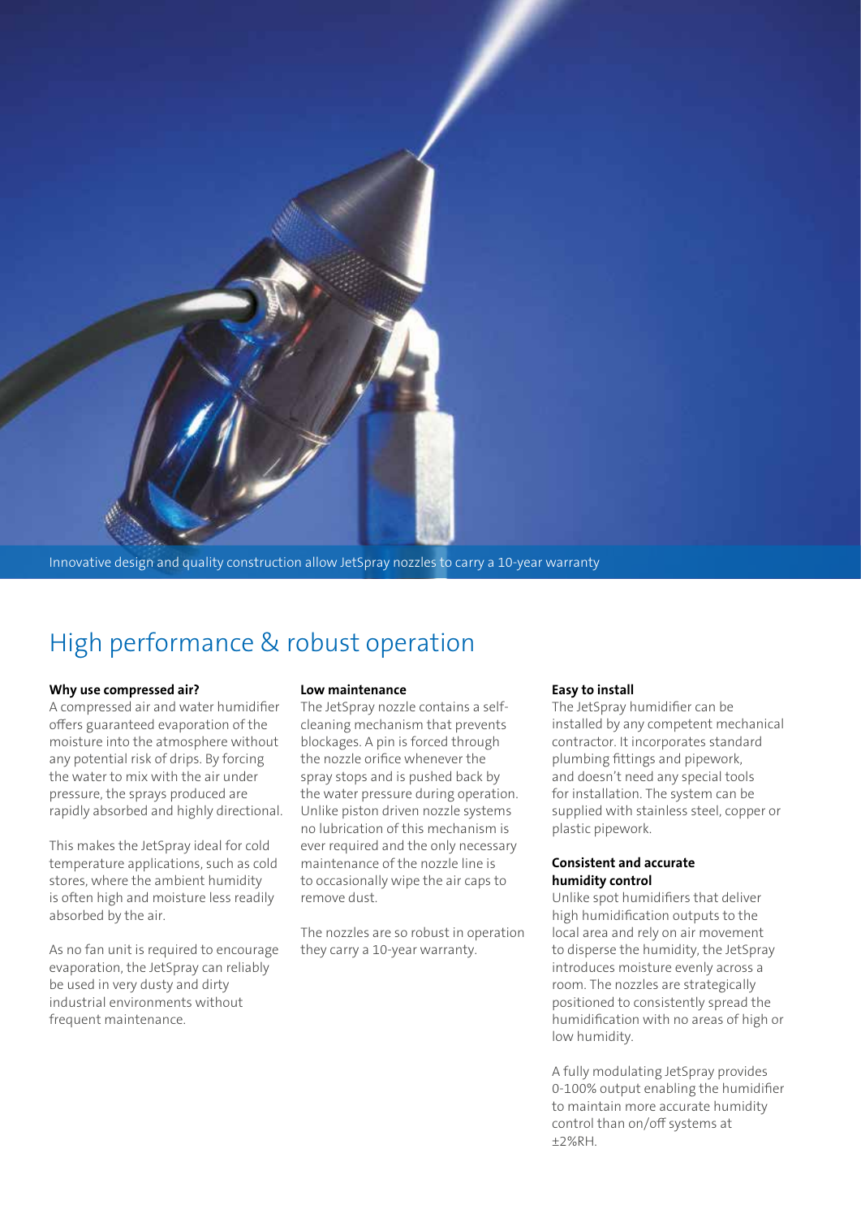Innovative design and quality construction allow JetSpray nozzles to carry a 10-year warranty

## High performance & robust operation

**Why use compressed air?**

A compressed air and water humidifier offers guaranteed evaporation of the moisture into the atmosphere without any potential risk of drips. By forcing the water to mix with the air under pressure, the sprays produced are rapidly absorbed and highly directional.

This makes the JetSpray ideal for cold temperature applications, such as cold stores, where the ambient humidity is often high and moisture less readily absorbed by the air.

As no fan unit is required to encourage evaporation, the JetSpray can reliably be used in very dusty and dirty industrial environments without frequent maintenance.

**Low maintenance**

The JetSpray nozzle contains a self-cleaning mechanism that prevents blockages. A pin is forced through the nozzle orifice whenever the spray stops and is pushed back by the water pressure during operation. Unlike piston driven nozzle systems no lubrication of this mechanism is ever required and the only necessary maintenance of the nozzle line is to occasionally wipe the air caps to remove dust.

The nozzles are so robust in operation they carry a 10-year warranty.

**Easy to install**

The JetSpray humidifier can be installed by any competent mechanical contractor. It incorporates standard plumbing fittings and pipework, and doesn't need any special tools for installation. The system can be supplied with stainless steel, copper or plastic pipework.

**Consistent and accurate humidity control**

Unlike spot humidifiers that deliver high humidification outputs to the local area and rely on air movement to disperse the humidity, the JetSpray introduces moisture evenly across a room. The nozzles are strategically positioned to consistently spread the humidification with no areas of high or low humidity.

A fully modulating JetSpray provides 0-100% output enabling the humidifier to maintain more accurate humidity control than on/off systems at ±2%RH.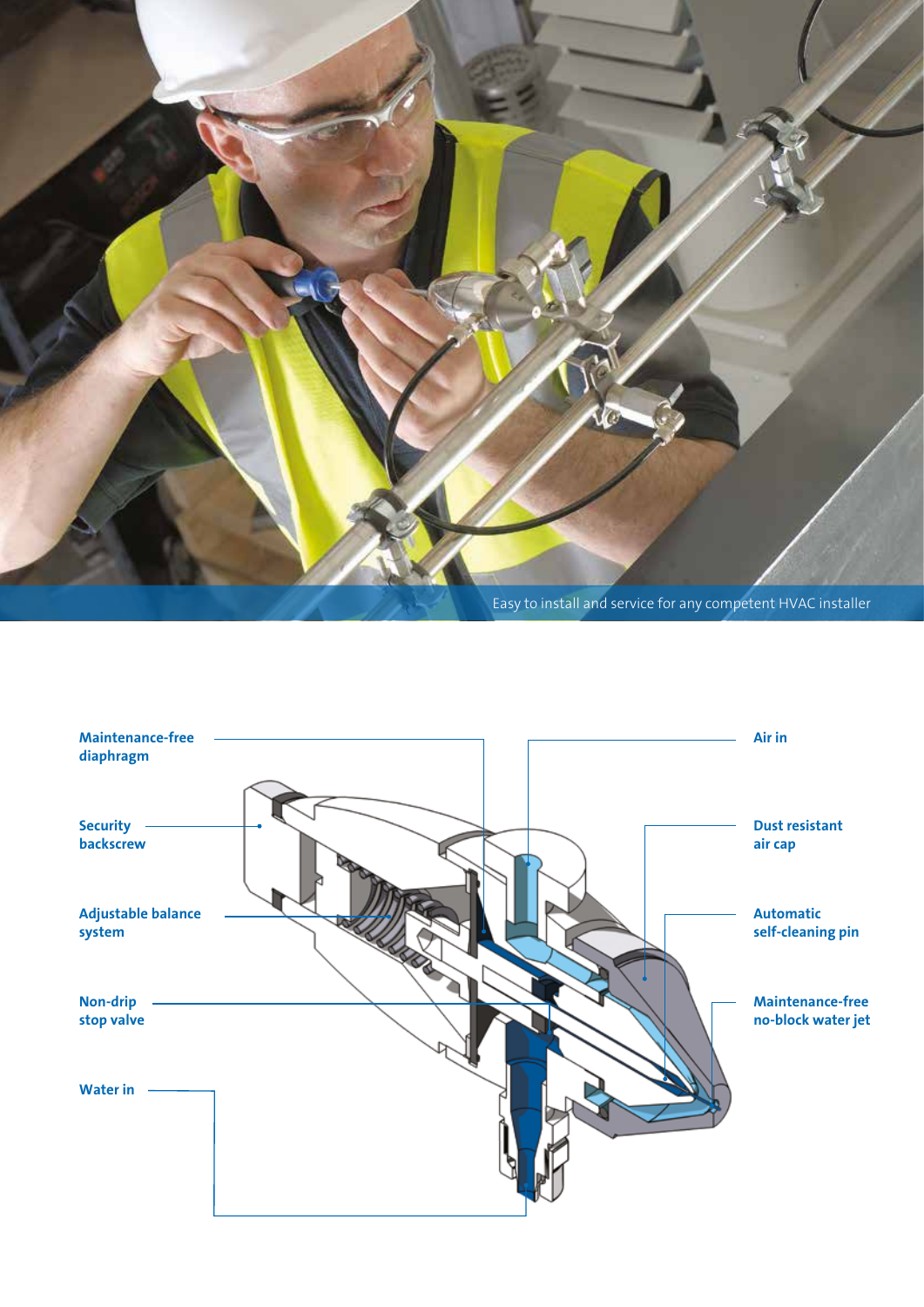Easy to install and service for any competent HVAC installer

Maintenance-free diaphragm

Security backscrew

Adjustable balance system

Non-drip stop valve

Water in

Air in

Dust resistant air cap

Automatic self-cleaning pin

Maintenance-free no-block water jet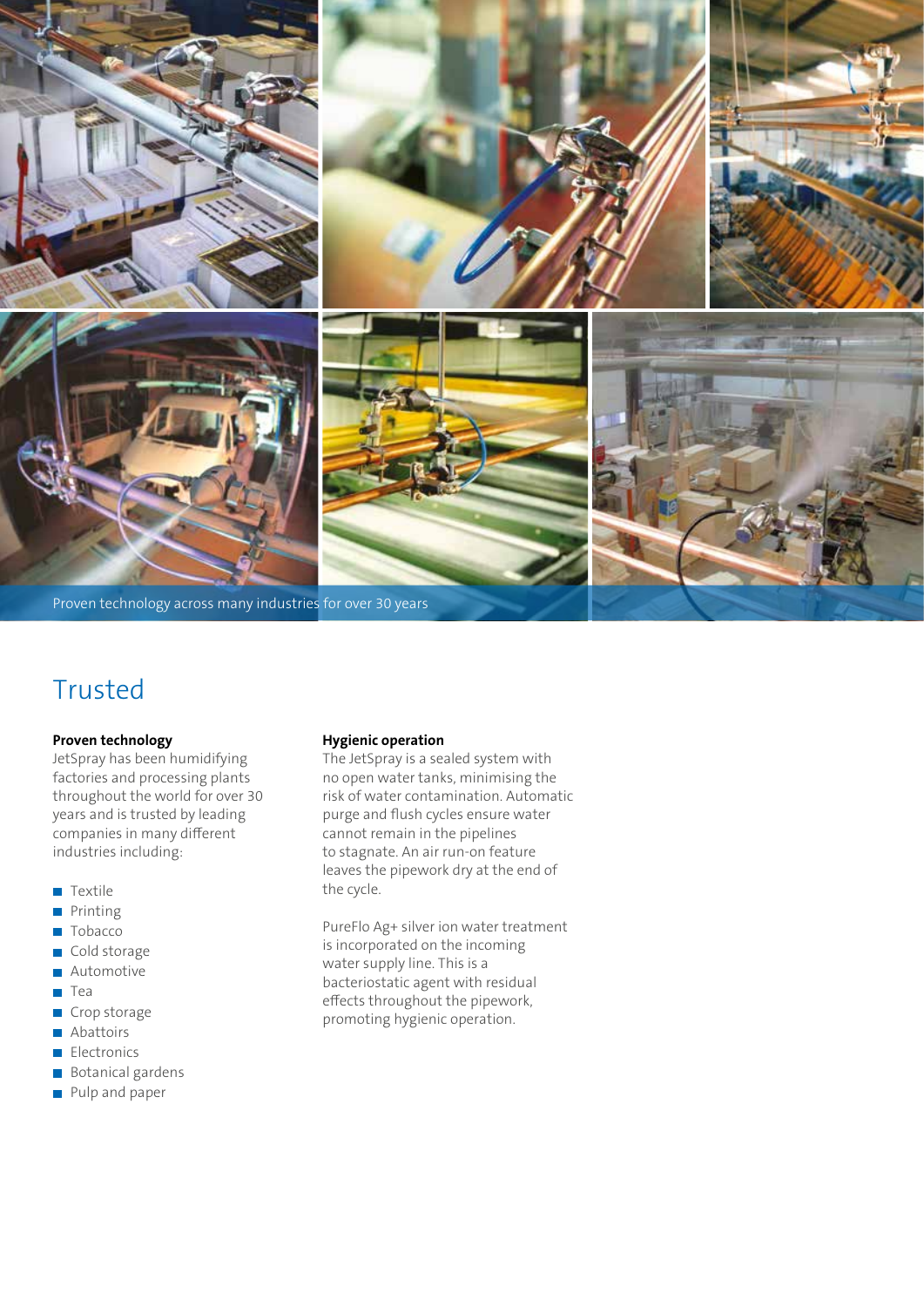Proven technology across many industries for over 30 years

# Trusted

**Proven technology**
JetSpray has been humidifying factories and processing plants throughout the world for over 30 years and is trusted by leading companies in many different industries including:

- Textile
- Printing
- Tobacco
- Cold storage
- Automotive
- Tea
- Crop storage
- Abattoirs
- Electronics
- Botanical gardens
- Pulp and paper

**Hygienic operation**
The JetSpray is a sealed system with no open water tanks, minimising the risk of water contamination. Automatic purge and flush cycles ensure water cannot remain in the pipelines to stagnate. An air run-on feature leaves the pipework dry at the end of the cycle.

PureFlo Ag+ silver ion water treatment is incorporated on the incoming water supply line. This is a bacteriostatic agent with residual effects throughout the pipework, promoting hygienic operation.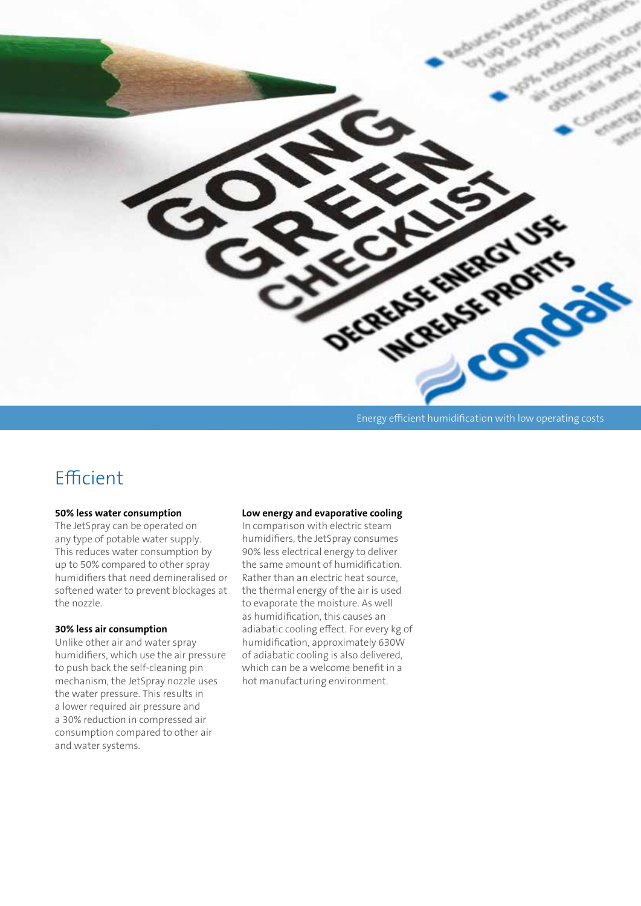Energy efficient humidification with low operating costs

## Efficient

**50% less water consumption**
The JetSpray can be operated on any type of potable water supply. This reduces water consumption by up to 50% compared to other spray humidifiers that need demineralised or softened water to prevent blockages at the nozzle.

**30% less air consumption**
Unlike other air and water spray humidifiers, which use the air pressure to push back the self-cleaning pin mechanism, the JetSpray nozzle uses the water pressure. This results in a lower required air pressure and a 30% reduction in compressed air consumption compared to other air and water systems.

**Low energy and evaporative cooling**
In comparison with electric steam humidifiers, the JetSpray consumes 90% less electrical energy to deliver the same amount of humidification. Rather than an electric heat source, the thermal energy of the air is used to evaporate the moisture. As well as humidification, this causes an adiabatic cooling effect. For every kg of humidification, approximately 630W of adiabatic cooling is also delivered, which can be a welcome benefit in a hot manufacturing environment.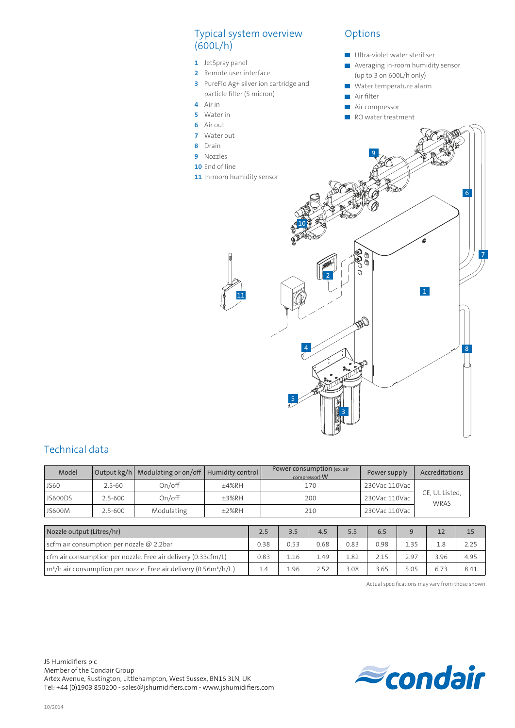## Typical system overview (600L/h)

1. JetSpray panel
2. Remote user interface
3. PureFlo Ag+ silver ion cartridge and particle filter (5 micron)
4. Air in
5. Water in
6. Air out
7. Water out
8. Drain
9. Nozzles
10. End of line
11. In-room humidity sensor

## Options

- Ultra-violet water steriliser
- Averaging in-room humidity sensor (up to 3 on 600L/h only)
- Water temperature alarm
- Air filter
- Air compressor
- RO water treatment

## Technical data

| Model | Output kg/h | Modulating or on/off | Humidity control | Power consumption (ex. air compressor) W | Power supply | Accreditations |
|---|---|---|---|---|---|---|
| JS60 | 2.5-60 | On/off | ±4%RH | 170 | 230Vac 110Vac | CE, UL Listed, WRAS |
| JS600DS | 2.5-600 | On/off | ±3%RH | 200 | 230Vac 110Vac | |
| JS600M | 2.5-600 | Modulating | ±2%RH | 210 | 230Vac 110Vac | |

| Nozzle output (Litres/hr) | 2.5 | 3.5 | 4.5 | 5.5 | 6.5 | 9 | 12 | 15 |
|---|---|---|---|---|---|---|---|---|
| scfm air consumption per nozzle @ 2.2bar | 0.38 | 0.53 | 0.68 | 0.83 | 0.98 | 1.35 | 1.8 | 2.25 |
| cfm air consumption per nozzle. Free air delivery (0.33cfm/L) | 0.83 | 1.16 | 1.49 | 1.82 | 2.15 | 2.97 | 3.96 | 4.95 |
| m³/h air consumption per nozzle. Free air delivery (0.56m³/h/L) | 1.4 | 1.96 | 2.52 | 3.08 | 3.65 | 5.05 | 6.73 | 8.41 |

Actual specifications may vary from those shown

JS Humidifiers plc
Member of the Condair Group
Artex Avenue, Rustington, Littlehampton, West Sussex, BN16 3LN, UK
Tel: +44 (0)1903 850200 - sales@jshumidifiers.com - www.jshumidifiers.com

condair

10/2014